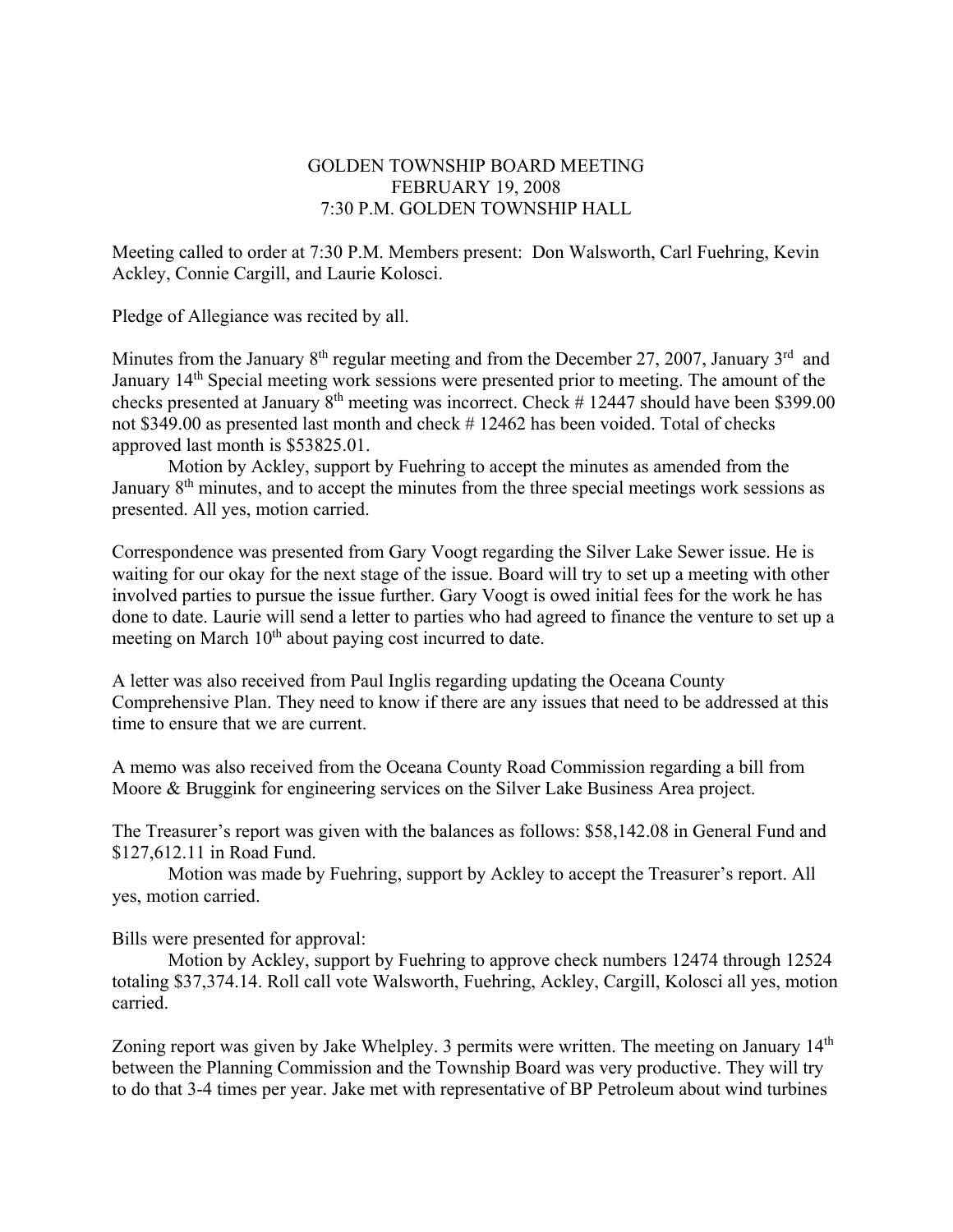# GOLDEN TOWNSHIP BOARD MEETING
## FEBRUARY 19, 2008
## 7:30 P.M. GOLDEN TOWNSHIP HALL

Meeting called to order at 7:30 P.M. Members present: Don Walsworth, Carl Fuehring, Kevin Ackley, Connie Cargill, and Laurie Kolosci.

Pledge of Allegiance was recited by all.

Minutes from the January 8th regular meeting and from the December 27, 2007, January 3rd and January 14th Special meeting work sessions were presented prior to meeting. The amount of the checks presented at January 8th meeting was incorrect. Check # 12447 should have been $399.00 not $349.00 as presented last month and check # 12462 has been voided. Total of checks approved last month is $53825.01.

Motion by Ackley, support by Fuehring to accept the minutes as amended from the January 8th minutes, and to accept the minutes from the three special meetings work sessions as presented. All yes, motion carried.

Correspondence was presented from Gary Voogt regarding the Silver Lake Sewer issue. He is waiting for our okay for the next stage of the issue. Board will try to set up a meeting with other involved parties to pursue the issue further. Gary Voogt is owed initial fees for the work he has done to date. Laurie will send a letter to parties who had agreed to finance the venture to set up a meeting on March 10th about paying cost incurred to date.

A letter was also received from Paul Inglis regarding updating the Oceana County Comprehensive Plan. They need to know if there are any issues that need to be addressed at this time to ensure that we are current.

A memo was also received from the Oceana County Road Commission regarding a bill from Moore & Bruggink for engineering services on the Silver Lake Business Area project.

The Treasurer's report was given with the balances as follows: $58,142.08 in General Fund and $127,612.11 in Road Fund.

Motion was made by Fuehring, support by Ackley to accept the Treasurer's report. All yes, motion carried.

Bills were presented for approval:

Motion by Ackley, support by Fuehring to approve check numbers 12474 through 12524 totaling $37,374.14. Roll call vote Walsworth, Fuehring, Ackley, Cargill, Kolosci all yes, motion carried.

Zoning report was given by Jake Whelpley. 3 permits were written. The meeting on January 14th between the Planning Commission and the Township Board was very productive. They will try to do that 3-4 times per year. Jake met with representative of BP Petroleum about wind turbines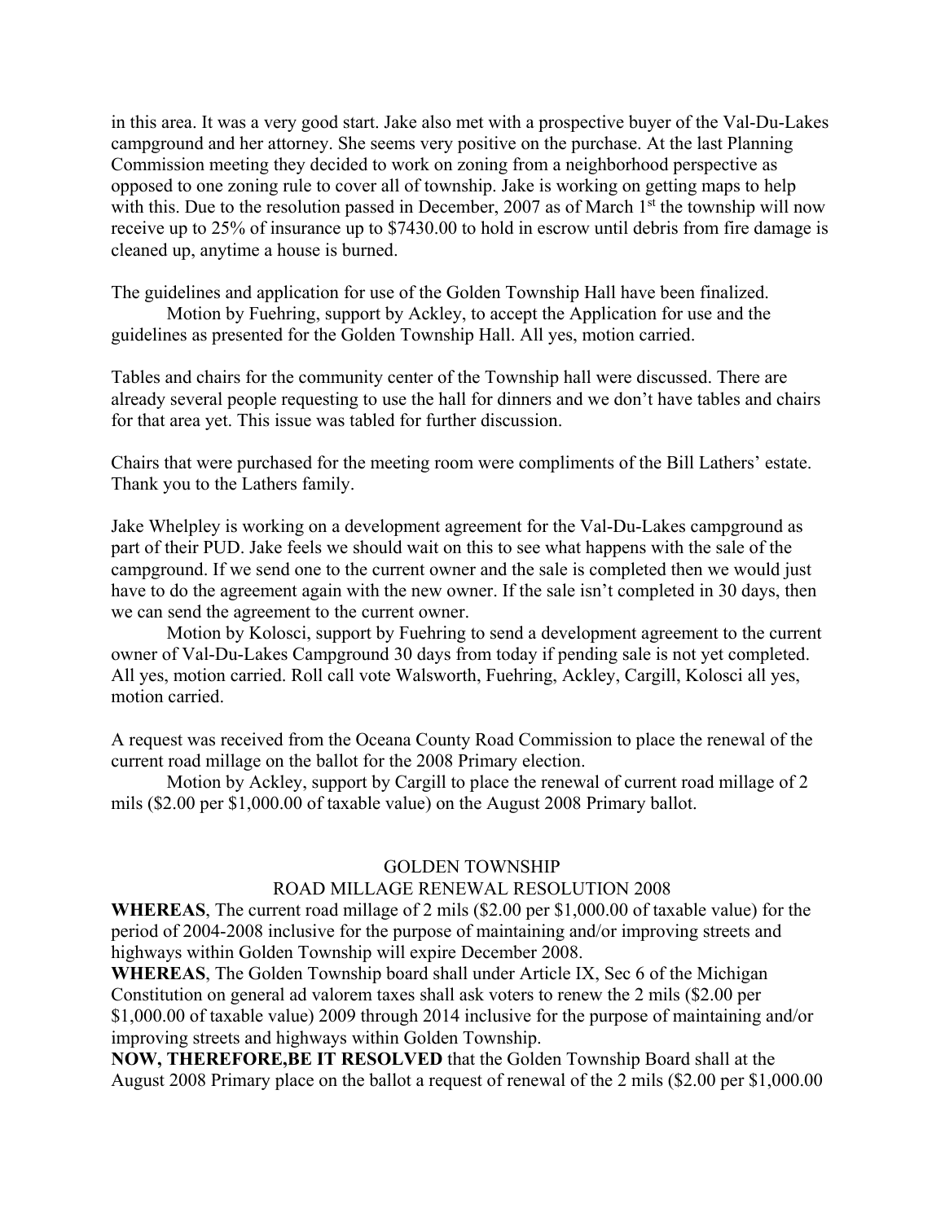in this area. It was a very good start. Jake also met with a prospective buyer of the Val-Du-Lakes campground and her attorney. She seems very positive on the purchase. At the last Planning Commission meeting they decided to work on zoning from a neighborhood perspective as opposed to one zoning rule to cover all of township. Jake is working on getting maps to help with this. Due to the resolution passed in December, 2007 as of March 1st the township will now receive up to 25% of insurance up to $7430.00 to hold in escrow until debris from fire damage is cleaned up, anytime a house is burned.

The guidelines and application for use of the Golden Township Hall have been finalized.
Motion by Fuehring, support by Ackley, to accept the Application for use and the guidelines as presented for the Golden Township Hall. All yes, motion carried.

Tables and chairs for the community center of the Township hall were discussed. There are already several people requesting to use the hall for dinners and we don't have tables and chairs for that area yet. This issue was tabled for further discussion.

Chairs that were purchased for the meeting room were compliments of the Bill Lathers' estate. Thank you to the Lathers family.

Jake Whelpley is working on a development agreement for the Val-Du-Lakes campground as part of their PUD. Jake feels we should wait on this to see what happens with the sale of the campground. If we send one to the current owner and the sale is completed then we would just have to do the agreement again with the new owner. If the sale isn't completed in 30 days, then we can send the agreement to the current owner.
Motion by Kolosci, support by Fuehring to send a development agreement to the current owner of Val-Du-Lakes Campground 30 days from today if pending sale is not yet completed. All yes, motion carried. Roll call vote Walsworth, Fuehring, Ackley, Cargill, Kolosci all yes, motion carried.

A request was received from the Oceana County Road Commission to place the renewal of the current road millage on the ballot for the 2008 Primary election.
Motion by Ackley, support by Cargill to place the renewal of current road millage of 2 mils ($2.00 per $1,000.00 of taxable value) on the August 2008 Primary ballot.

GOLDEN TOWNSHIP
ROAD MILLAGE RENEWAL RESOLUTION 2008

**WHEREAS**, The current road millage of 2 mils ($2.00 per $1,000.00 of taxable value) for the period of 2004-2008 inclusive for the purpose of maintaining and/or improving streets and highways within Golden Township will expire December 2008.
**WHEREAS**, The Golden Township board shall under Article IX, Sec 6 of the Michigan Constitution on general ad valorem taxes shall ask voters to renew the 2 mils ($2.00 per $1,000.00 of taxable value) 2009 through 2014 inclusive for the purpose of maintaining and/or improving streets and highways within Golden Township.
**NOW, THEREFORE,BE IT RESOLVED** that the Golden Township Board shall at the August 2008 Primary place on the ballot a request of renewal of the 2 mils ($2.00 per $1,000.00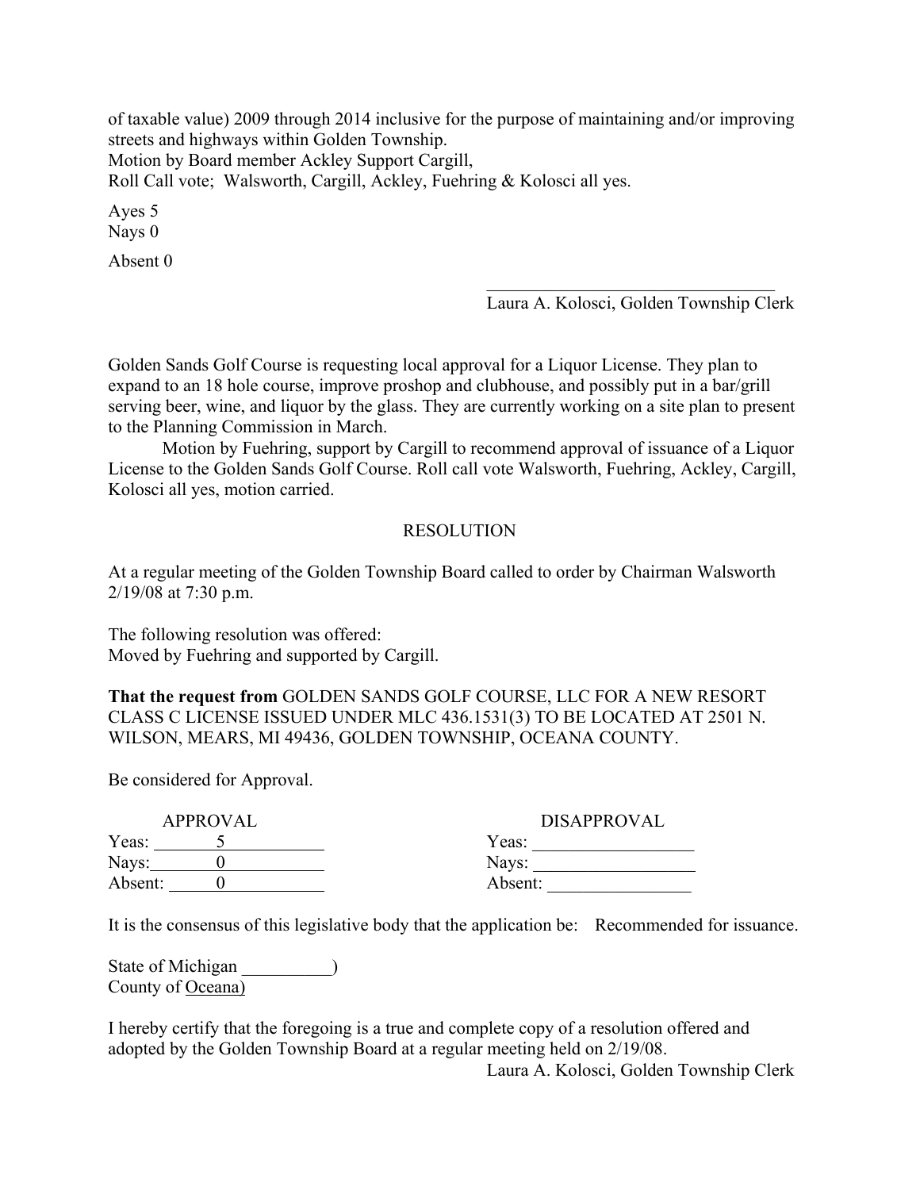of taxable value) 2009 through 2014 inclusive for the purpose of maintaining and/or improving streets and highways within Golden Township.
Motion by Board member Ackley Support Cargill,
Roll Call vote; Walsworth, Cargill, Ackley, Fuehring & Kolosci all yes.

Ayes 5
Nays 0

Absent 0

_________________________________
Laura A. Kolosci, Golden Township Clerk

Golden Sands Golf Course is requesting local approval for a Liquor License. They plan to expand to an 18 hole course, improve proshop and clubhouse, and possibly put in a bar/grill serving beer, wine, and liquor by the glass. They are currently working on a site plan to present to the Planning Commission in March.

Motion by Fuehring, support by Cargill to recommend approval of issuance of a Liquor License to the Golden Sands Golf Course. Roll call vote Walsworth, Fuehring, Ackley, Cargill, Kolosci all yes, motion carried.

RESOLUTION

At a regular meeting of the Golden Township Board called to order by Chairman Walsworth 2/19/08 at 7:30 p.m.

The following resolution was offered:
Moved by Fuehring and supported by Cargill.

**That the request from** GOLDEN SANDS GOLF COURSE, LLC FOR A NEW RESORT CLASS C LICENSE ISSUED UNDER MLC 436.1531(3) TO BE LOCATED AT 2501 N. WILSON, MEARS, MI 49436, GOLDEN TOWNSHIP, OCEANA COUNTY.

Be considered for Approval.

| APPROVAL | | DISAPPROVAL | |
|---|---|---|---|
| Yeas: | 5 | Yeas: | |
| Nays: | 0 | Nays: | |
| Absent: | 0 | Absent: | |

It is the consensus of this legislative body that the application be: Recommended for issuance.

State of Michigan __________)
County of Oceana)

I hereby certify that the foregoing is a true and complete copy of a resolution offered and adopted by the Golden Township Board at a regular meeting held on 2/19/08.

Laura A. Kolosci, Golden Township Clerk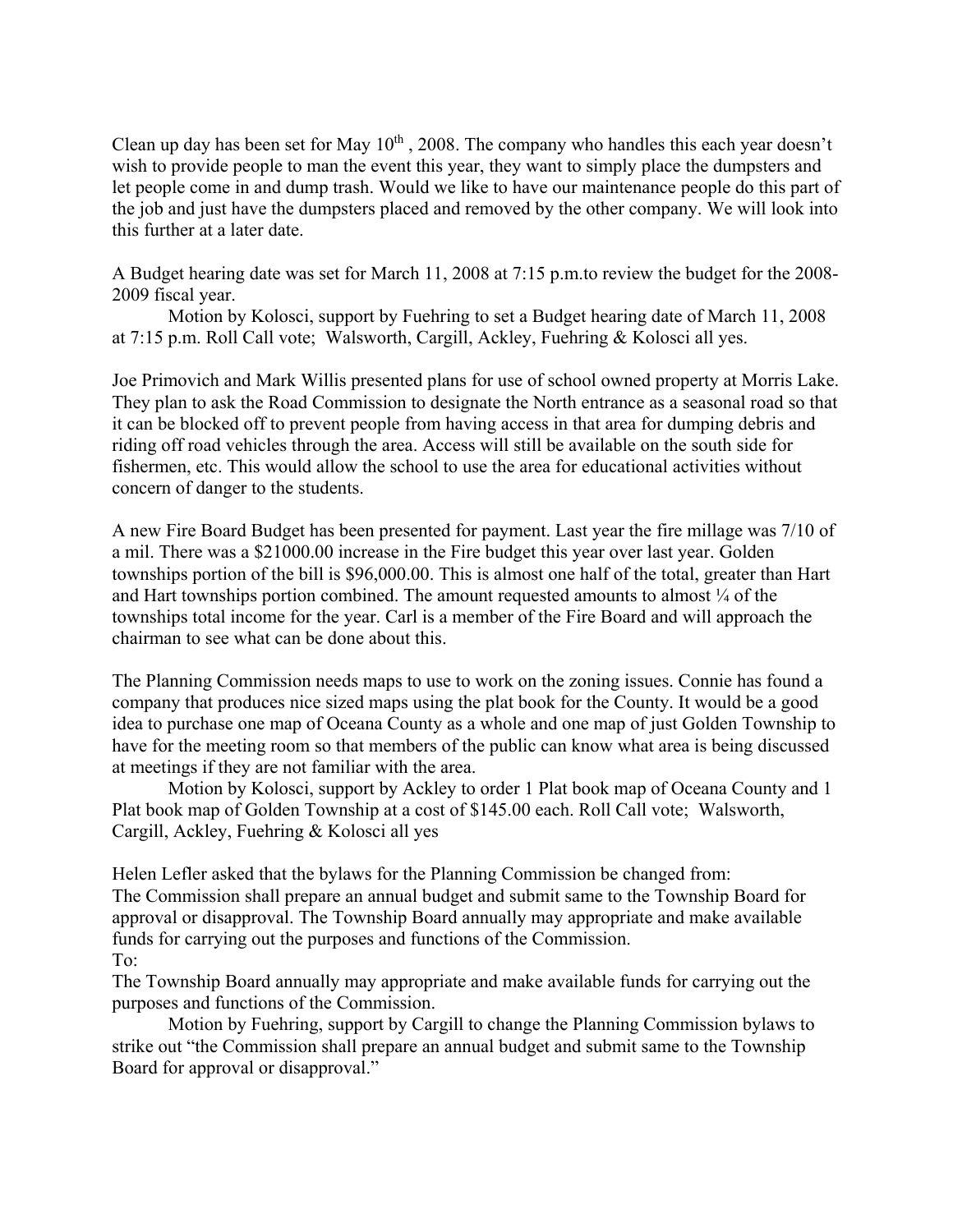Clean up day has been set for May 10th , 2008. The company who handles this each year doesn't wish to provide people to man the event this year, they want to simply place the dumpsters and let people come in and dump trash. Would we like to have our maintenance people do this part of the job and just have the dumpsters placed and removed by the other company. We will look into this further at a later date.

A Budget hearing date was set for March 11, 2008 at 7:15 p.m.to review the budget for the 2008-2009 fiscal year.

Motion by Kolosci, support by Fuehring to set a Budget hearing date of March 11, 2008 at 7:15 p.m. Roll Call vote; Walsworth, Cargill, Ackley, Fuehring & Kolosci all yes.

Joe Primovich and Mark Willis presented plans for use of school owned property at Morris Lake. They plan to ask the Road Commission to designate the North entrance as a seasonal road so that it can be blocked off to prevent people from having access in that area for dumping debris and riding off road vehicles through the area. Access will still be available on the south side for fishermen, etc. This would allow the school to use the area for educational activities without concern of danger to the students.

A new Fire Board Budget has been presented for payment. Last year the fire millage was 7/10 of a mil. There was a $21000.00 increase in the Fire budget this year over last year. Golden townships portion of the bill is $96,000.00. This is almost one half of the total, greater than Hart and Hart townships portion combined. The amount requested amounts to almost ¼ of the townships total income for the year. Carl is a member of the Fire Board and will approach the chairman to see what can be done about this.

The Planning Commission needs maps to use to work on the zoning issues. Connie has found a company that produces nice sized maps using the plat book for the County. It would be a good idea to purchase one map of Oceana County as a whole and one map of just Golden Township to have for the meeting room so that members of the public can know what area is being discussed at meetings if they are not familiar with the area.

Motion by Kolosci, support by Ackley to order 1 Plat book map of Oceana County and 1 Plat book map of Golden Township at a cost of $145.00 each. Roll Call vote; Walsworth, Cargill, Ackley, Fuehring & Kolosci all yes

Helen Lefler asked that the bylaws for the Planning Commission be changed from:
The Commission shall prepare an annual budget and submit same to the Township Board for approval or disapproval. The Township Board annually may appropriate and make available funds for carrying out the purposes and functions of the Commission.
To:
The Township Board annually may appropriate and make available funds for carrying out the purposes and functions of the Commission.

Motion by Fuehring, support by Cargill to change the Planning Commission bylaws to strike out "the Commission shall prepare an annual budget and submit same to the Township Board for approval or disapproval."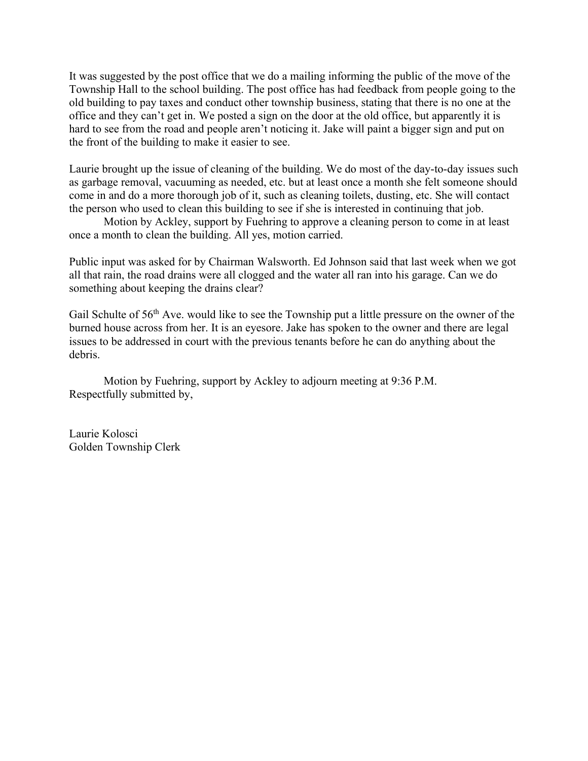It was suggested by the post office that we do a mailing informing the public of the move of the Township Hall to the school building. The post office has had feedback from people going to the old building to pay taxes and conduct other township business, stating that there is no one at the office and they can't get in. We posted a sign on the door at the old office, but apparently it is hard to see from the road and people aren't noticing it. Jake will paint a bigger sign and put on the front of the building to make it easier to see.

Laurie brought up the issue of cleaning of the building. We do most of the day-to-day issues such as garbage removal, vacuuming as needed, etc. but at least once a month she felt someone should come in and do a more thorough job of it, such as cleaning toilets, dusting, etc. She will contact the person who used to clean this building to see if she is interested in continuing that job.

Motion by Ackley, support by Fuehring to approve a cleaning person to come in at least once a month to clean the building. All yes, motion carried.

Public input was asked for by Chairman Walsworth. Ed Johnson said that last week when we got all that rain, the road drains were all clogged and the water all ran into his garage. Can we do something about keeping the drains clear?

Gail Schulte of 56th Ave. would like to see the Township put a little pressure on the owner of the burned house across from her. It is an eyesore. Jake has spoken to the owner and there are legal issues to be addressed in court with the previous tenants before he can do anything about the debris.

Motion by Fuehring, support by Ackley to adjourn meeting at 9:36 P.M.

Respectfully submitted by,

Laurie Kolosci
Golden Township Clerk